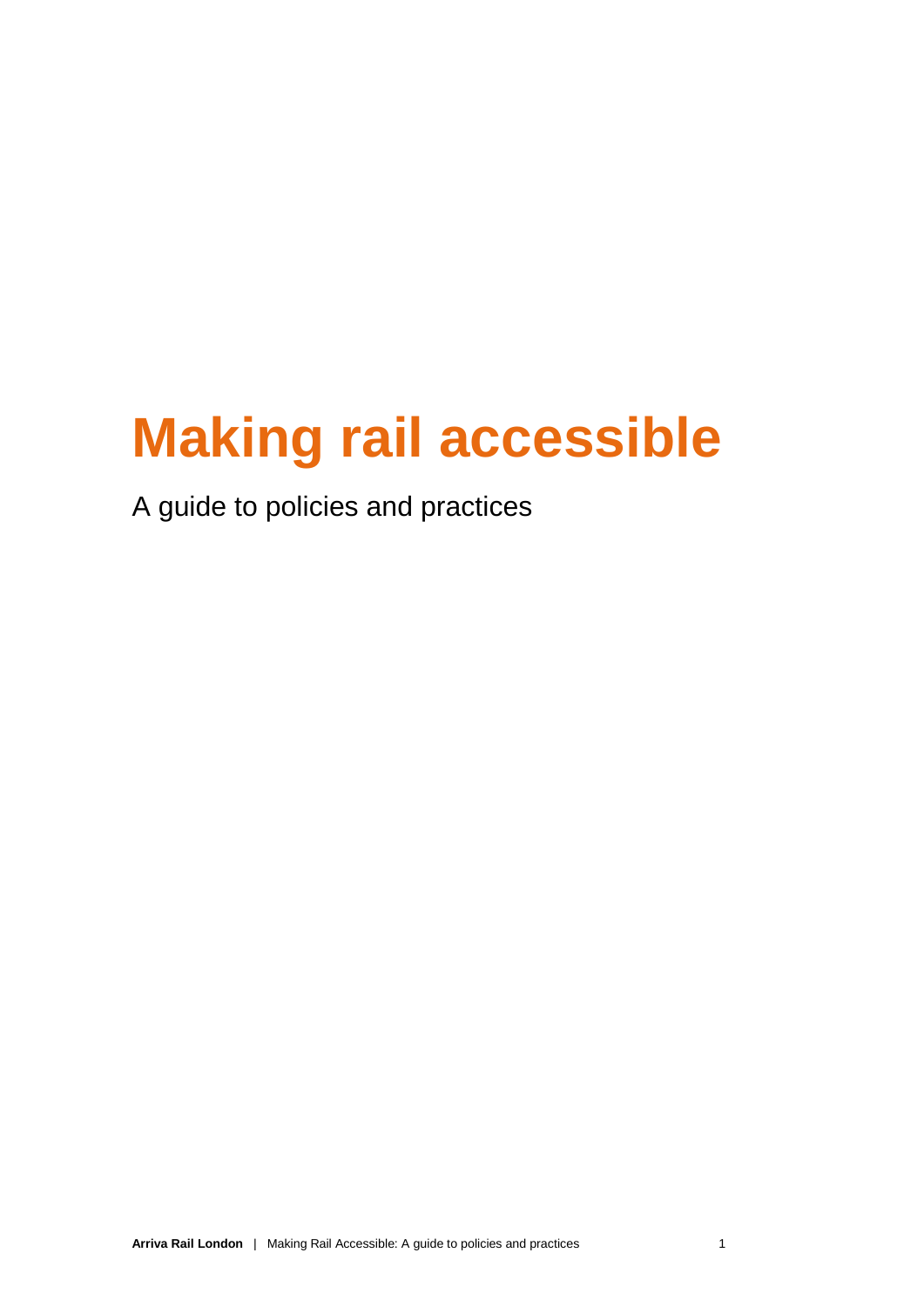# Making rail accessible

A guide to policies and practices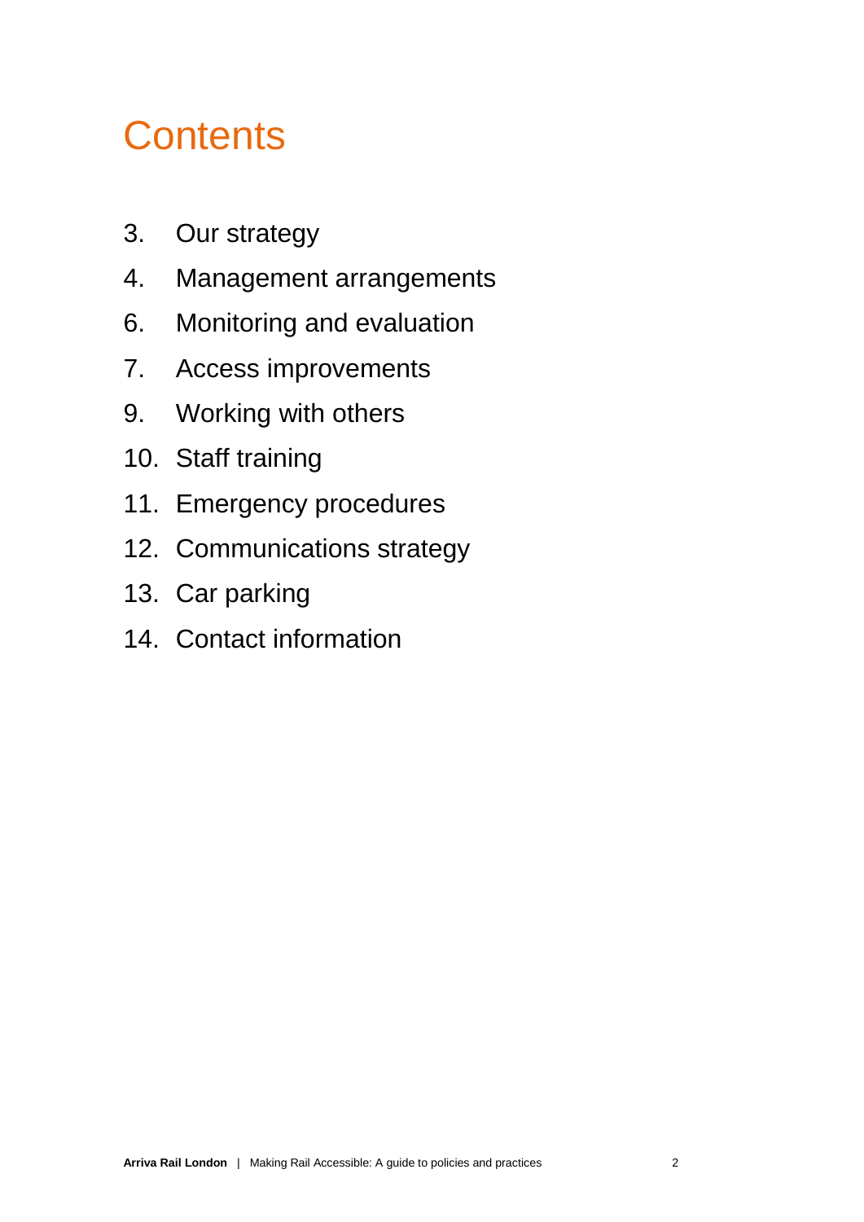# Contents

3. Our strategy
4. Management arrangements
6. Monitoring and evaluation
7. Access improvements
9. Working with others
10. Staff training
11. Emergency procedures
12. Communications strategy
13. Car parking
14. Contact information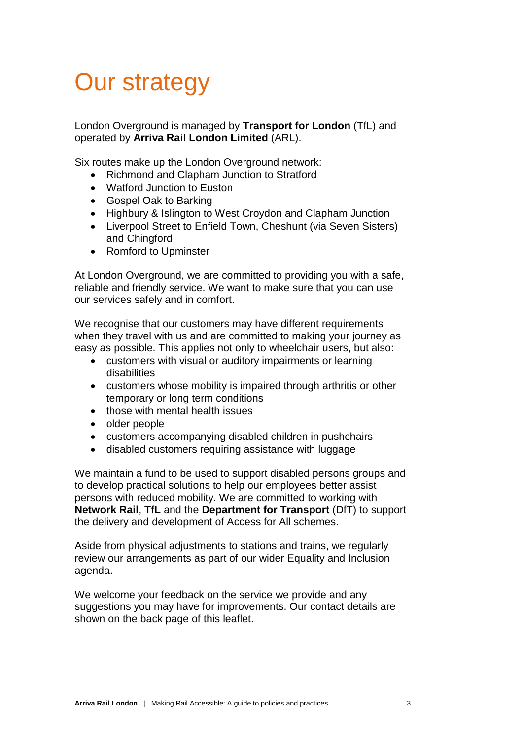# Our strategy

London Overground is managed by **Transport for London** (TfL) and operated by **Arriva Rail London Limited** (ARL).

Six routes make up the London Overground network:

- Richmond and Clapham Junction to Stratford
- Watford Junction to Euston
- Gospel Oak to Barking
- Highbury & Islington to West Croydon and Clapham Junction
- Liverpool Street to Enfield Town, Cheshunt (via Seven Sisters) and Chingford
- Romford to Upminster

At London Overground, we are committed to providing you with a safe, reliable and friendly service. We want to make sure that you can use our services safely and in comfort.

We recognise that our customers may have different requirements when they travel with us and are committed to making your journey as easy as possible. This applies not only to wheelchair users, but also:

- customers with visual or auditory impairments or learning disabilities
- customers whose mobility is impaired through arthritis or other temporary or long term conditions
- those with mental health issues
- older people
- customers accompanying disabled children in pushchairs
- disabled customers requiring assistance with luggage

We maintain a fund to be used to support disabled persons groups and to develop practical solutions to help our employees better assist persons with reduced mobility. We are committed to working with **Network Rail**, **TfL** and the **Department for Transport** (DfT) to support the delivery and development of Access for All schemes.

Aside from physical adjustments to stations and trains, we regularly review our arrangements as part of our wider Equality and Inclusion agenda.

We welcome your feedback on the service we provide and any suggestions you may have for improvements. Our contact details are shown on the back page of this leaflet.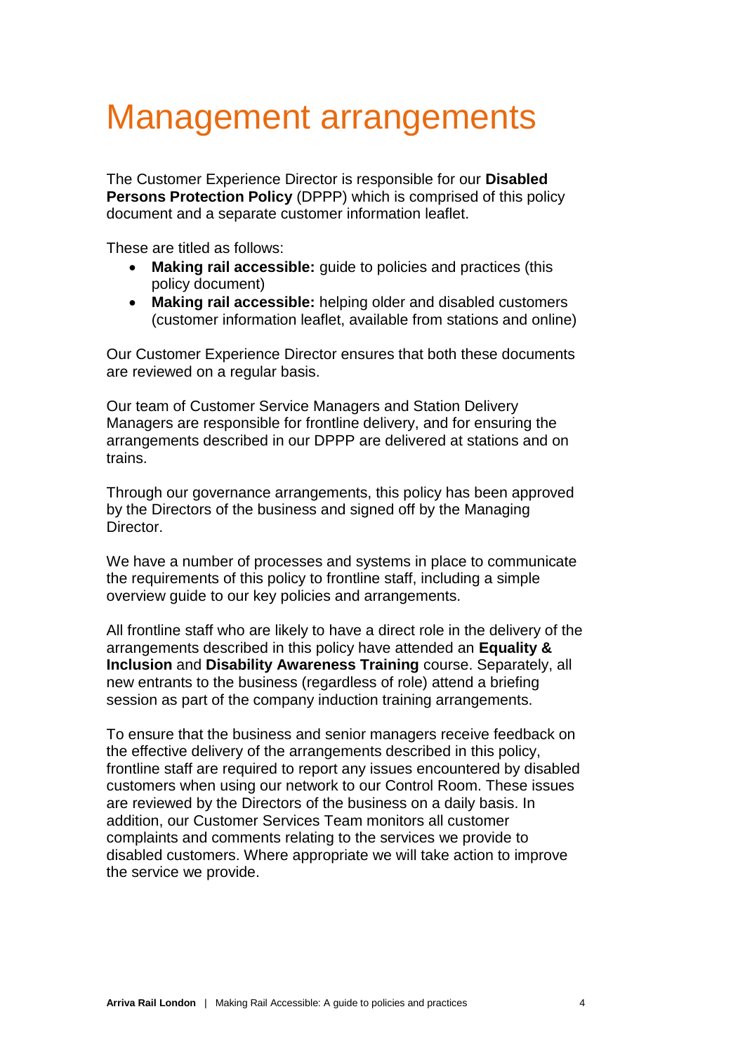# Management arrangements

The Customer Experience Director is responsible for our **Disabled Persons Protection Policy** (DPPP) which is comprised of this policy document and a separate customer information leaflet.

These are titled as follows:

- **Making rail accessible:** guide to policies and practices (this policy document)
- **Making rail accessible:** helping older and disabled customers (customer information leaflet, available from stations and online)

Our Customer Experience Director ensures that both these documents are reviewed on a regular basis.

Our team of Customer Service Managers and Station Delivery Managers are responsible for frontline delivery, and for ensuring the arrangements described in our DPPP are delivered at stations and on trains.

Through our governance arrangements, this policy has been approved by the Directors of the business and signed off by the Managing Director.

We have a number of processes and systems in place to communicate the requirements of this policy to frontline staff, including a simple overview guide to our key policies and arrangements.

All frontline staff who are likely to have a direct role in the delivery of the arrangements described in this policy have attended an **Equality & Inclusion** and **Disability Awareness Training** course. Separately, all new entrants to the business (regardless of role) attend a briefing session as part of the company induction training arrangements.

To ensure that the business and senior managers receive feedback on the effective delivery of the arrangements described in this policy, frontline staff are required to report any issues encountered by disabled customers when using our network to our Control Room. These issues are reviewed by the Directors of the business on a daily basis. In addition, our Customer Services Team monitors all customer complaints and comments relating to the services we provide to disabled customers. Where appropriate we will take action to improve the service we provide.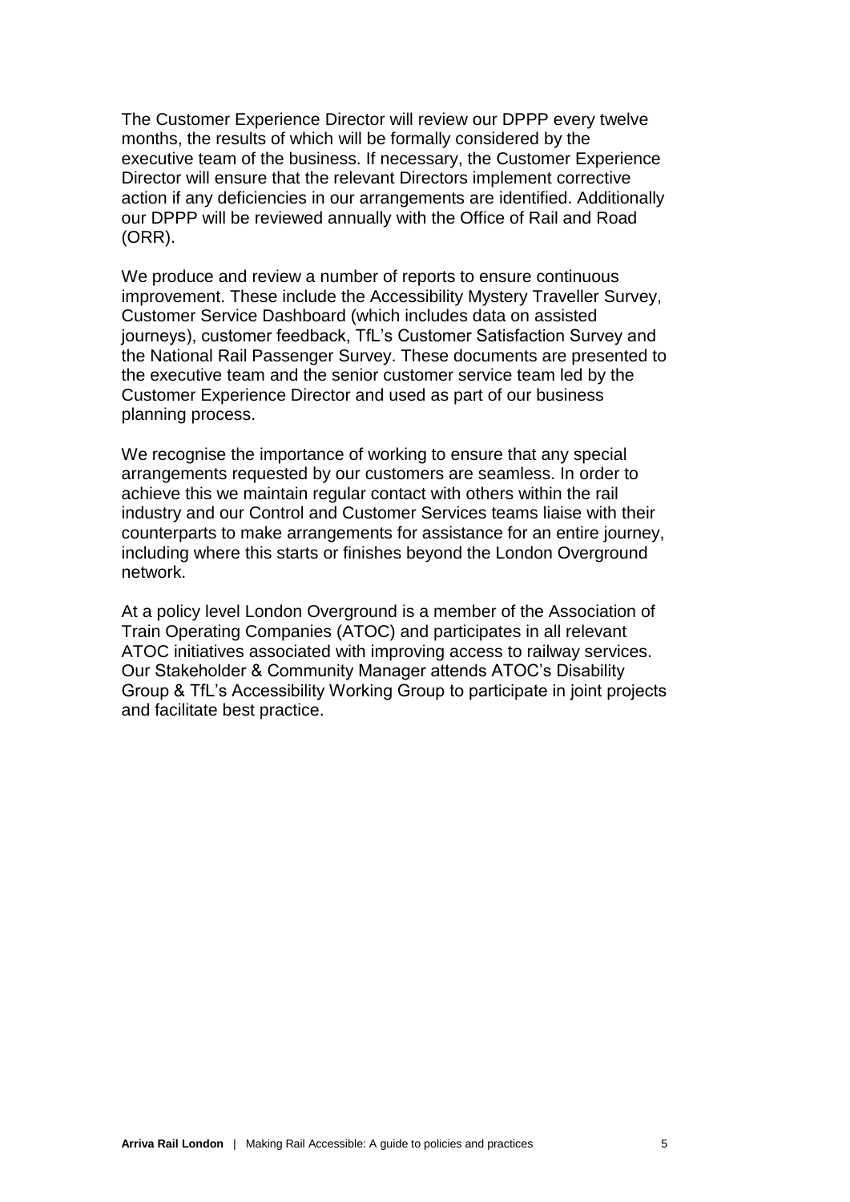The Customer Experience Director will review our DPPP every twelve months, the results of which will be formally considered by the executive team of the business. If necessary, the Customer Experience Director will ensure that the relevant Directors implement corrective action if any deficiencies in our arrangements are identified. Additionally our DPPP will be reviewed annually with the Office of Rail and Road (ORR).

We produce and review a number of reports to ensure continuous improvement. These include the Accessibility Mystery Traveller Survey, Customer Service Dashboard (which includes data on assisted journeys), customer feedback, TfL's Customer Satisfaction Survey and the National Rail Passenger Survey. These documents are presented to the executive team and the senior customer service team led by the Customer Experience Director and used as part of our business planning process.

We recognise the importance of working to ensure that any special arrangements requested by our customers are seamless. In order to achieve this we maintain regular contact with others within the rail industry and our Control and Customer Services teams liaise with their counterparts to make arrangements for assistance for an entire journey, including where this starts or finishes beyond the London Overground network.

At a policy level London Overground is a member of the Association of Train Operating Companies (ATOC) and participates in all relevant ATOC initiatives associated with improving access to railway services. Our Stakeholder & Community Manager attends ATOC's Disability Group & TfL's Accessibility Working Group to participate in joint projects and facilitate best practice.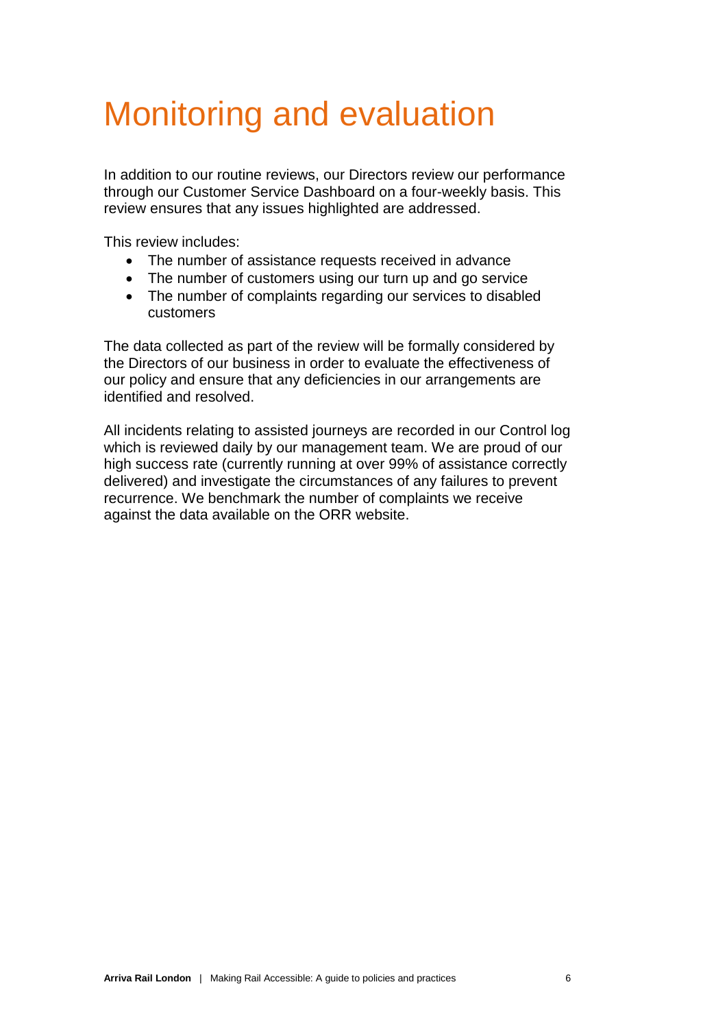# Monitoring and evaluation

In addition to our routine reviews, our Directors review our performance through our Customer Service Dashboard on a four-weekly basis. This review ensures that any issues highlighted are addressed.

This review includes:

- The number of assistance requests received in advance
- The number of customers using our turn up and go service
- The number of complaints regarding our services to disabled customers

The data collected as part of the review will be formally considered by the Directors of our business in order to evaluate the effectiveness of our policy and ensure that any deficiencies in our arrangements are identified and resolved.

All incidents relating to assisted journeys are recorded in our Control log which is reviewed daily by our management team. We are proud of our high success rate (currently running at over 99% of assistance correctly delivered) and investigate the circumstances of any failures to prevent recurrence. We benchmark the number of complaints we receive against the data available on the ORR website.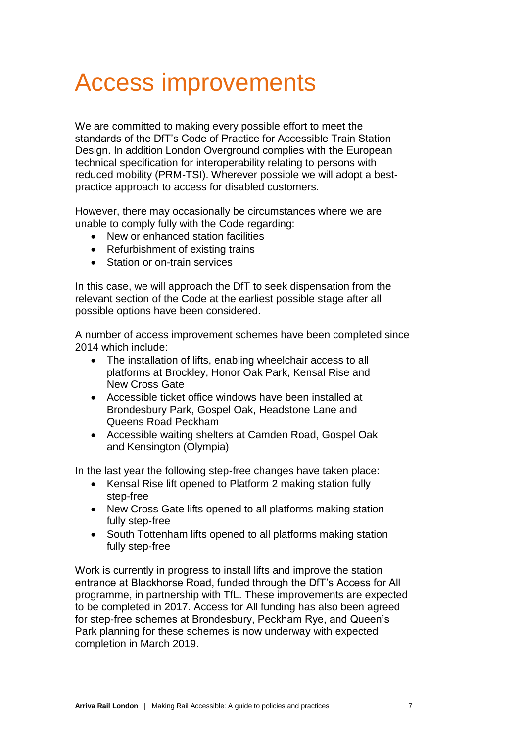# Access improvements

We are committed to making every possible effort to meet the standards of the DfT's Code of Practice for Accessible Train Station Design. In addition London Overground complies with the European technical specification for interoperability relating to persons with reduced mobility (PRM-TSI). Wherever possible we will adopt a best-practice approach to access for disabled customers.

However, there may occasionally be circumstances where we are unable to comply fully with the Code regarding:

- New or enhanced station facilities
- Refurbishment of existing trains
- Station or on-train services

In this case, we will approach the DfT to seek dispensation from the relevant section of the Code at the earliest possible stage after all possible options have been considered.

A number of access improvement schemes have been completed since 2014 which include:

- The installation of lifts, enabling wheelchair access to all platforms at Brockley, Honor Oak Park, Kensal Rise and New Cross Gate
- Accessible ticket office windows have been installed at Brondesbury Park, Gospel Oak, Headstone Lane and Queens Road Peckham
- Accessible waiting shelters at Camden Road, Gospel Oak and Kensington (Olympia)

In the last year the following step-free changes have taken place:

- Kensal Rise lift opened to Platform 2 making station fully step-free
- New Cross Gate lifts opened to all platforms making station fully step-free
- South Tottenham lifts opened to all platforms making station fully step-free

Work is currently in progress to install lifts and improve the station entrance at Blackhorse Road, funded through the DfT's Access for All programme, in partnership with TfL. These improvements are expected to be completed in 2017. Access for All funding has also been agreed for step-free schemes at Brondesbury, Peckham Rye, and Queen's Park planning for these schemes is now underway with expected completion in March 2019.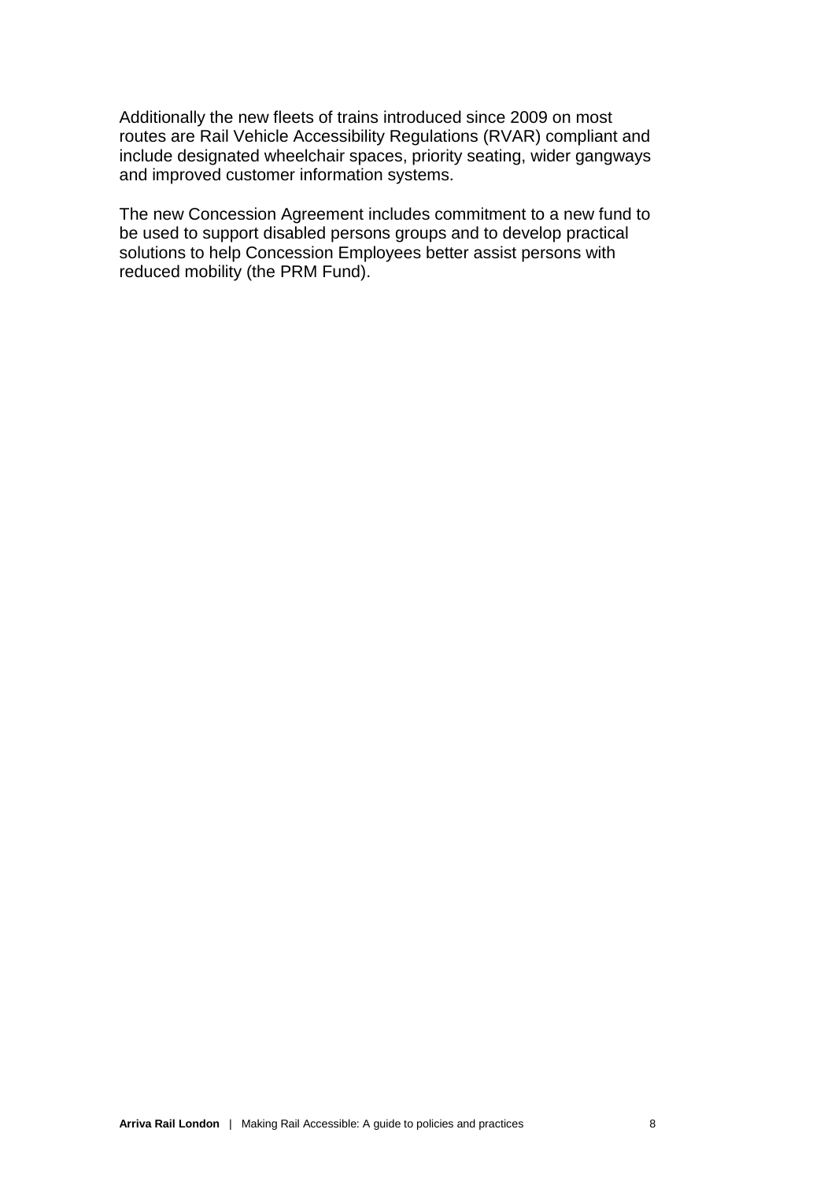Additionally the new fleets of trains introduced since 2009 on most routes are Rail Vehicle Accessibility Regulations (RVAR) compliant and include designated wheelchair spaces, priority seating, wider gangways and improved customer information systems.

The new Concession Agreement includes commitment to a new fund to be used to support disabled persons groups and to develop practical solutions to help Concession Employees better assist persons with reduced mobility (the PRM Fund).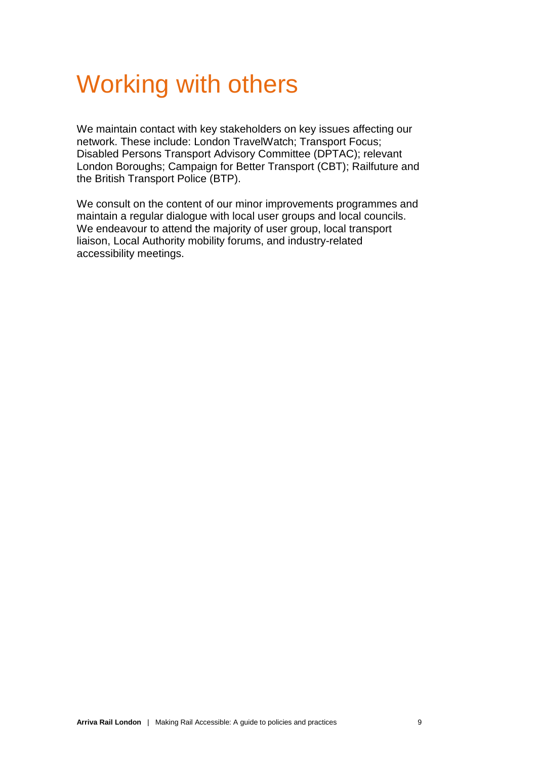# Working with others

We maintain contact with key stakeholders on key issues affecting our network. These include: London TravelWatch; Transport Focus; Disabled Persons Transport Advisory Committee (DPTAC); relevant London Boroughs; Campaign for Better Transport (CBT); Railfuture and the British Transport Police (BTP).

We consult on the content of our minor improvements programmes and maintain a regular dialogue with local user groups and local councils. We endeavour to attend the majority of user group, local transport liaison, Local Authority mobility forums, and industry-related accessibility meetings.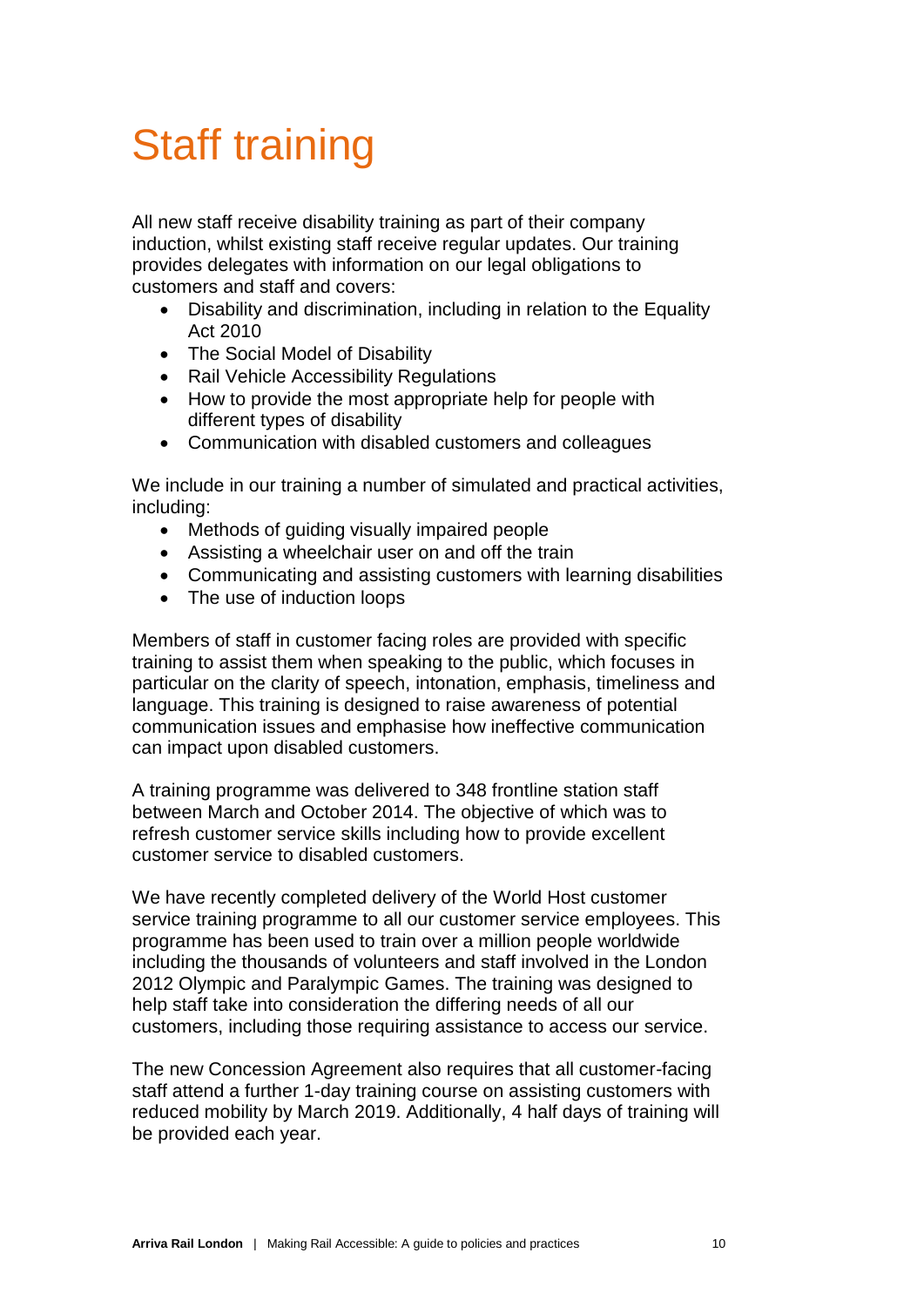# Staff training

All new staff receive disability training as part of their company induction, whilst existing staff receive regular updates. Our training provides delegates with information on our legal obligations to customers and staff and covers:

- Disability and discrimination, including in relation to the Equality Act 2010
- The Social Model of Disability
- Rail Vehicle Accessibility Regulations
- How to provide the most appropriate help for people with different types of disability
- Communication with disabled customers and colleagues

We include in our training a number of simulated and practical activities, including:

- Methods of guiding visually impaired people
- Assisting a wheelchair user on and off the train
- Communicating and assisting customers with learning disabilities
- The use of induction loops

Members of staff in customer facing roles are provided with specific training to assist them when speaking to the public, which focuses in particular on the clarity of speech, intonation, emphasis, timeliness and language. This training is designed to raise awareness of potential communication issues and emphasise how ineffective communication can impact upon disabled customers.

A training programme was delivered to 348 frontline station staff between March and October 2014. The objective of which was to refresh customer service skills including how to provide excellent customer service to disabled customers.

We have recently completed delivery of the World Host customer service training programme to all our customer service employees. This programme has been used to train over a million people worldwide including the thousands of volunteers and staff involved in the London 2012 Olympic and Paralympic Games. The training was designed to help staff take into consideration the differing needs of all our customers, including those requiring assistance to access our service.

The new Concession Agreement also requires that all customer-facing staff attend a further 1-day training course on assisting customers with reduced mobility by March 2019. Additionally, 4 half days of training will be provided each year.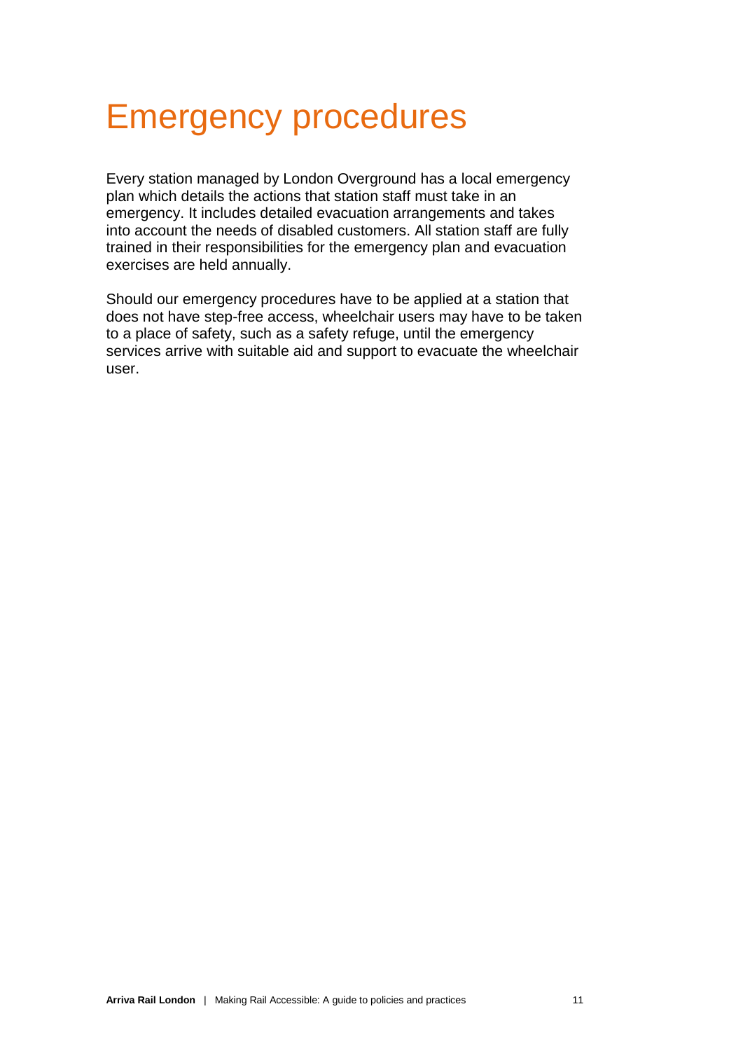# Emergency procedures

Every station managed by London Overground has a local emergency plan which details the actions that station staff must take in an emergency. It includes detailed evacuation arrangements and takes into account the needs of disabled customers. All station staff are fully trained in their responsibilities for the emergency plan and evacuation exercises are held annually.

Should our emergency procedures have to be applied at a station that does not have step-free access, wheelchair users may have to be taken to a place of safety, such as a safety refuge, until the emergency services arrive with suitable aid and support to evacuate the wheelchair user.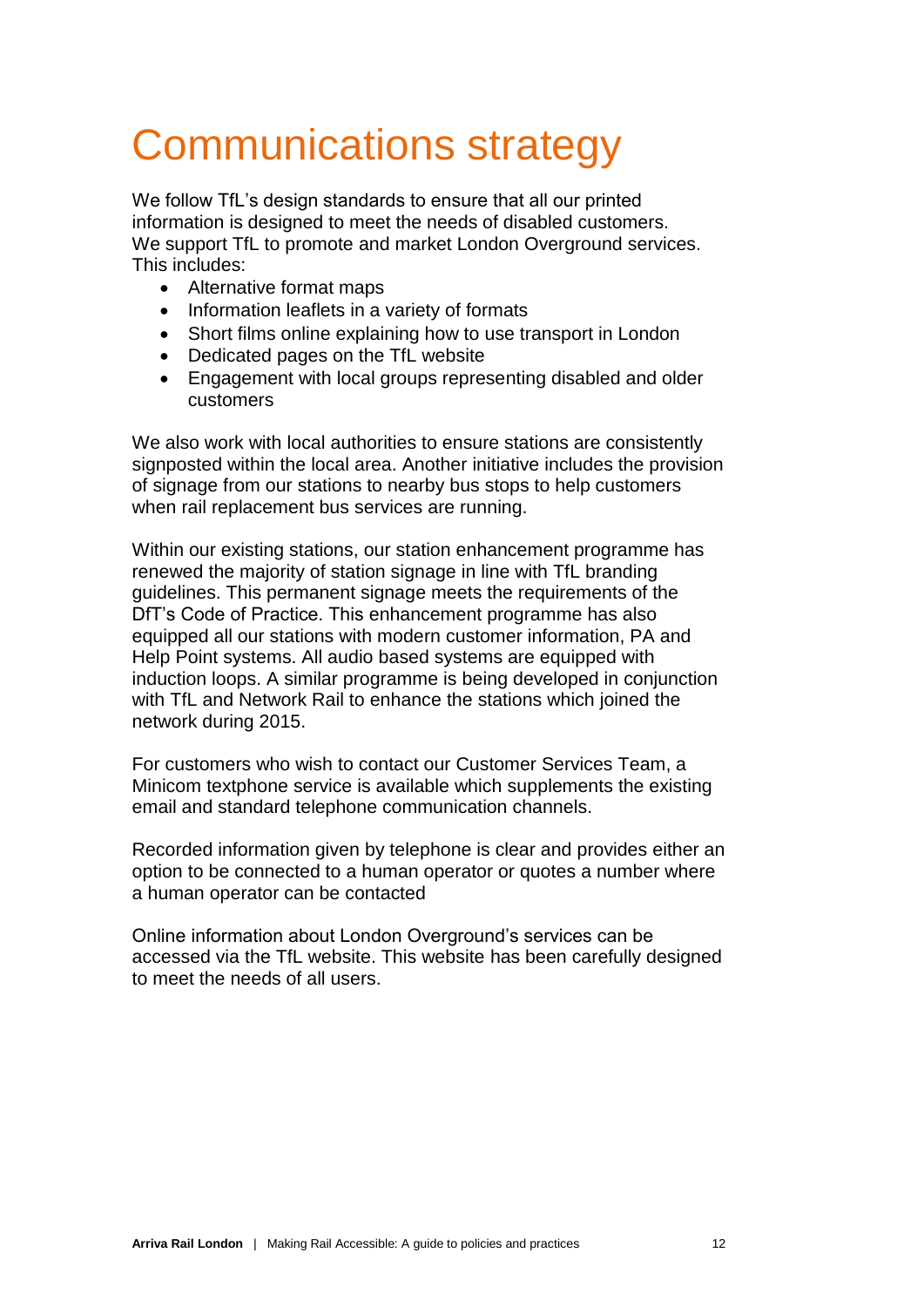# Communications strategy

We follow TfL's design standards to ensure that all our printed information is designed to meet the needs of disabled customers. We support TfL to promote and market London Overground services. This includes:

- Alternative format maps
- Information leaflets in a variety of formats
- Short films online explaining how to use transport in London
- Dedicated pages on the TfL website
- Engagement with local groups representing disabled and older customers

We also work with local authorities to ensure stations are consistently signposted within the local area. Another initiative includes the provision of signage from our stations to nearby bus stops to help customers when rail replacement bus services are running.

Within our existing stations, our station enhancement programme has renewed the majority of station signage in line with TfL branding guidelines. This permanent signage meets the requirements of the DfT's Code of Practice. This enhancement programme has also equipped all our stations with modern customer information, PA and Help Point systems. All audio based systems are equipped with induction loops. A similar programme is being developed in conjunction with TfL and Network Rail to enhance the stations which joined the network during 2015.

For customers who wish to contact our Customer Services Team, a Minicom textphone service is available which supplements the existing email and standard telephone communication channels.

Recorded information given by telephone is clear and provides either an option to be connected to a human operator or quotes a number where a human operator can be contacted

Online information about London Overground's services can be accessed via the TfL website. This website has been carefully designed to meet the needs of all users.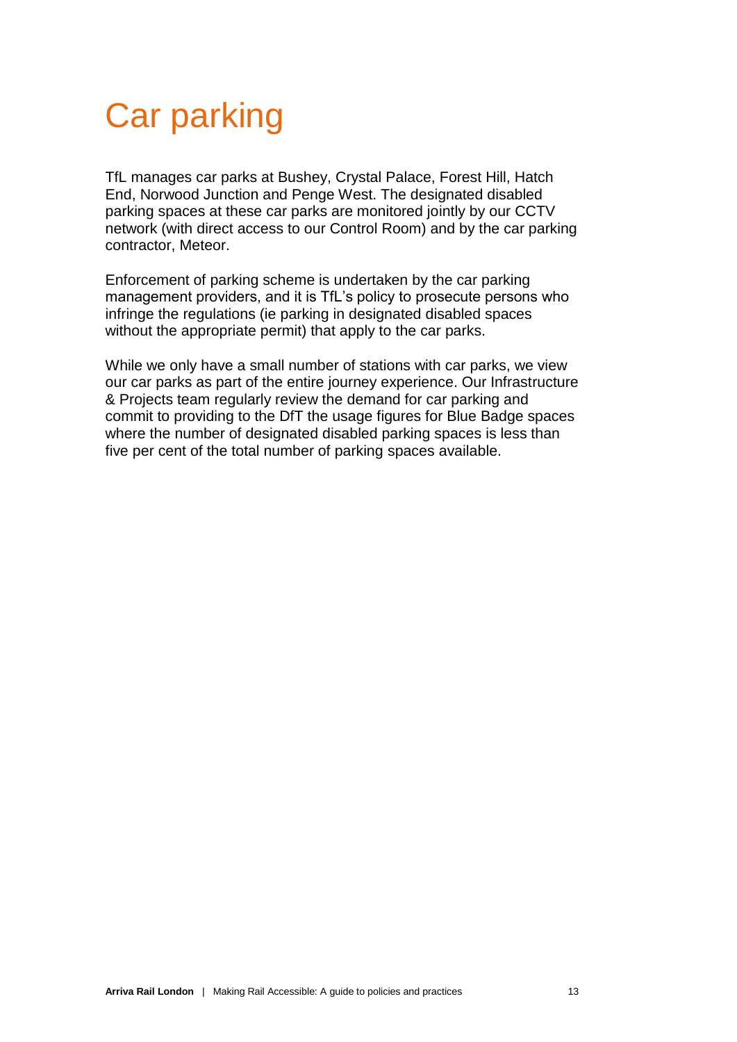# Car parking

TfL manages car parks at Bushey, Crystal Palace, Forest Hill, Hatch End, Norwood Junction and Penge West. The designated disabled parking spaces at these car parks are monitored jointly by our CCTV network (with direct access to our Control Room) and by the car parking contractor, Meteor.

Enforcement of parking scheme is undertaken by the car parking management providers, and it is TfL's policy to prosecute persons who infringe the regulations (ie parking in designated disabled spaces without the appropriate permit) that apply to the car parks.

While we only have a small number of stations with car parks, we view our car parks as part of the entire journey experience. Our Infrastructure & Projects team regularly review the demand for car parking and commit to providing to the DfT the usage figures for Blue Badge spaces where the number of designated disabled parking spaces is less than five per cent of the total number of parking spaces available.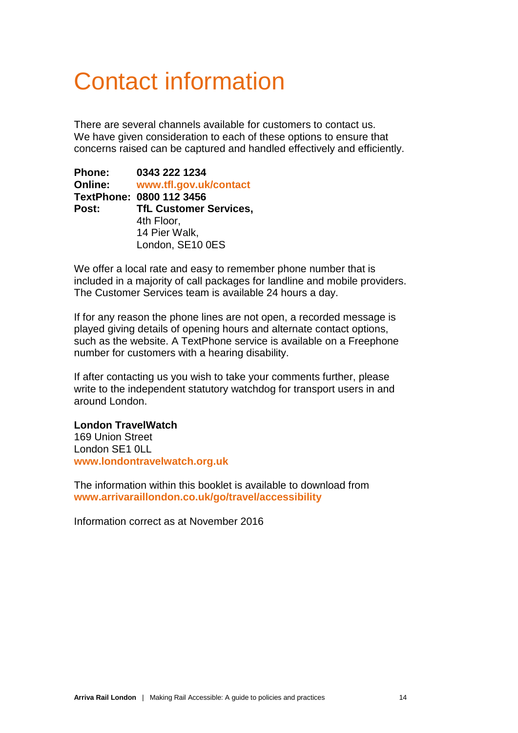# Contact information

There are several channels available for customers to contact us. We have given consideration to each of these options to ensure that concerns raised can be captured and handled effectively and efficiently.

**Phone:** **0343 222 1234**
**Online:** **www.tfl.gov.uk/contact**
**TextPhone:** **0800 112 3456**
**Post:** **TfL Customer Services,**
4th Floor,
14 Pier Walk,
London, SE10 0ES

We offer a local rate and easy to remember phone number that is included in a majority of call packages for landline and mobile providers. The Customer Services team is available 24 hours a day.

If for any reason the phone lines are not open, a recorded message is played giving details of opening hours and alternate contact options, such as the website. A TextPhone service is available on a Freephone number for customers with a hearing disability.

If after contacting us you wish to take your comments further, please write to the independent statutory watchdog for transport users in and around London.

**London TravelWatch**
169 Union Street
London SE1 0LL
**www.londontravelwatch.org.uk**

The information within this booklet is available to download from **www.arrivaraillondon.co.uk/go/travel/accessibility**

Information correct as at November 2016